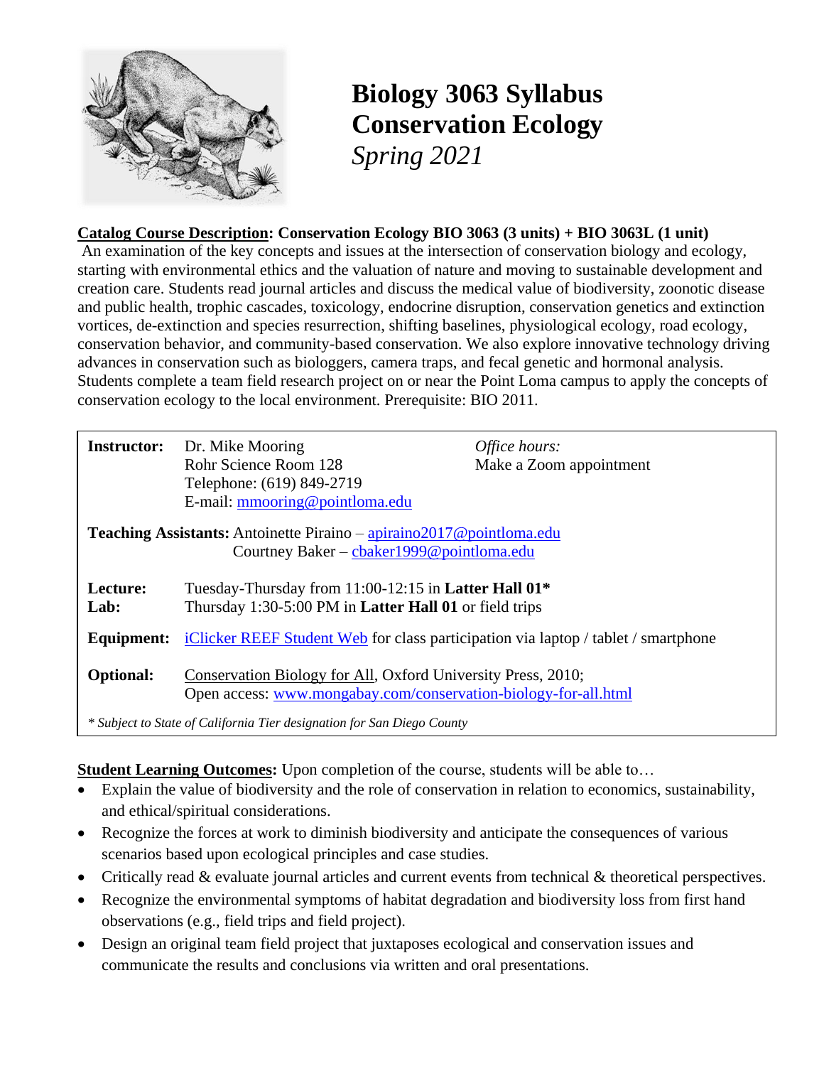// Biology 3063 Syllabus

# Biology 3063 Syllabus
# Conservation Ecology
*Spring 2021*

**Catalog Course Description: Conservation Ecology BIO 3063 (3 units) + BIO 3063L (1 unit)**
An examination of the key concepts and issues at the intersection of conservation biology and ecology, starting with environmental ethics and the valuation of nature and moving to sustainable development and creation care. Students read journal articles and discuss the medical value of biodiversity, zoonotic disease and public health, trophic cascades, toxicology, endocrine disruption, conservation genetics and extinction vortices, de-extinction and species resurrection, shifting baselines, physiological ecology, road ecology, conservation behavior, and community-based conservation. We also explore innovative technology driving advances in conservation such as biologgers, camera traps, and fecal genetic and hormonal analysis. Students complete a team field research project on or near the Point Loma campus to apply the concepts of conservation ecology to the local environment. Prerequisite: BIO 2011.

| | | |
|---|---|---|
| **Instructor:** | Dr. Mike Mooring<br>Rohr Science Room 128<br>Telephone: (619) 849-2719<br>E-mail: mmooring@pointloma.edu | *Office hours:*<br>Make a Zoom appointment |
| **Teaching Assistants:** | Antoinette Piraino – apiraino2017@pointloma.edu<br>Courtney Baker – cbaker1999@pointloma.edu | |
| **Lecture:** | Tuesday-Thursday from 11:00-12:15 in **Latter Hall 01*** | |
| **Lab:** | Thursday 1:30-5:00 PM in **Latter Hall 01** or field trips | |
| **Equipment:** | iClicker REEF Student Web for class participation via laptop / tablet / smartphone | |
| **Optional:** | Conservation Biology for All, Oxford University Press, 2010;<br>Open access: www.mongabay.com/conservation-biology-for-all.html | |

*\* Subject to State of California Tier designation for San Diego County*

**Student Learning Outcomes:** Upon completion of the course, students will be able to…

- Explain the value of biodiversity and the role of conservation in relation to economics, sustainability, and ethical/spiritual considerations.
- Recognize the forces at work to diminish biodiversity and anticipate the consequences of various scenarios based upon ecological principles and case studies.
- Critically read & evaluate journal articles and current events from technical & theoretical perspectives.
- Recognize the environmental symptoms of habitat degradation and biodiversity loss from first hand observations (e.g., field trips and field project).
- Design an original team field project that juxtaposes ecological and conservation issues and communicate the results and conclusions via written and oral presentations.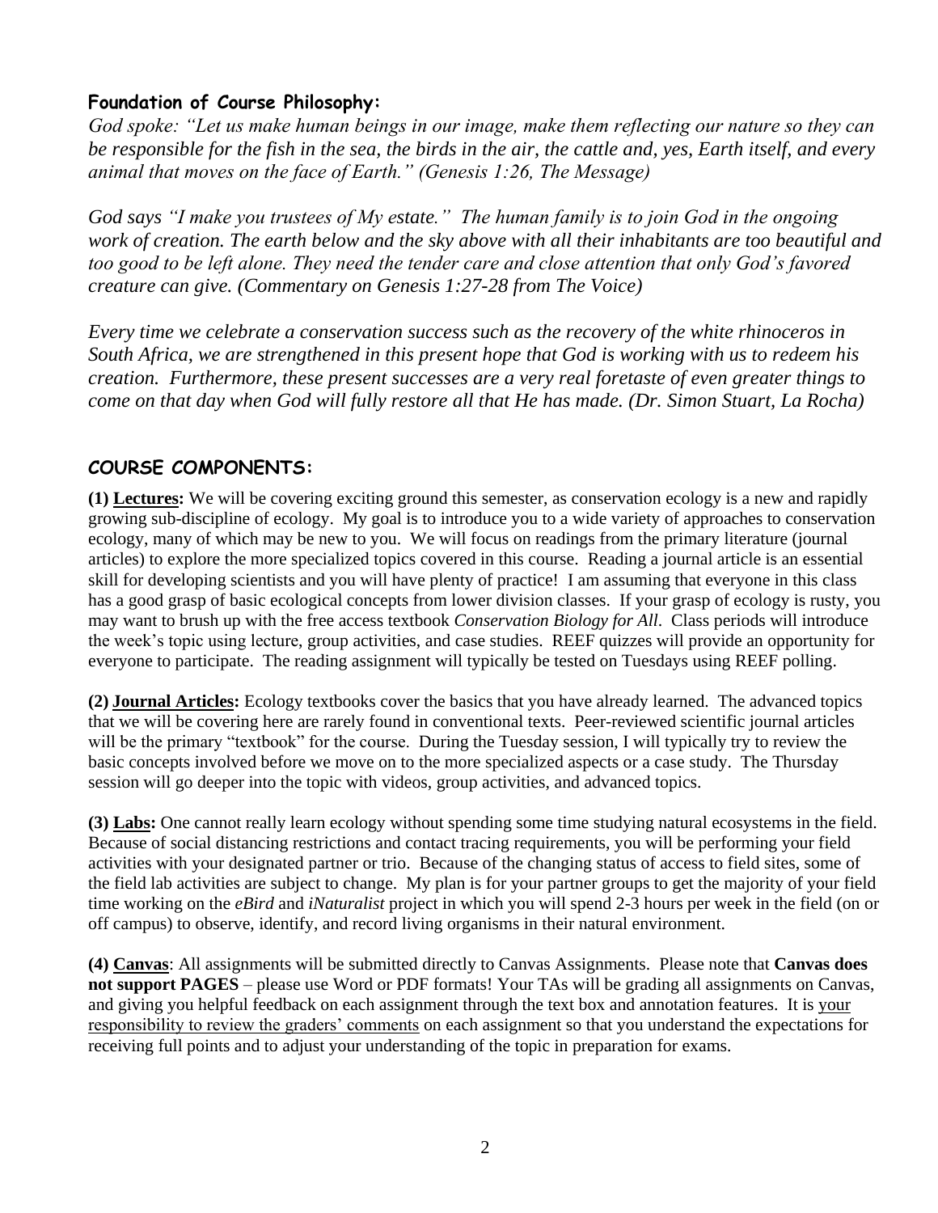### Foundation of Course Philosophy:

*God spoke: "Let us make human beings in our image, make them reflecting our nature so they can be responsible for the fish in the sea, the birds in the air, the cattle and, yes, Earth itself, and every animal that moves on the face of Earth." (Genesis 1:26, The Message)*

*God says "I make you trustees of My estate." The human family is to join God in the ongoing work of creation. The earth below and the sky above with all their inhabitants are too beautiful and too good to be left alone. They need the tender care and close attention that only God's favored creature can give. (Commentary on Genesis 1:27-28 from The Voice)*

*Every time we celebrate a conservation success such as the recovery of the white rhinoceros in South Africa, we are strengthened in this present hope that God is working with us to redeem his creation. Furthermore, these present successes are a very real foretaste of even greater things to come on that day when God will fully restore all that He has made. (Dr. Simon Stuart, La Rocha)*

## COURSE COMPONENTS:

**(1) Lectures:** We will be covering exciting ground this semester, as conservation ecology is a new and rapidly growing sub-discipline of ecology. My goal is to introduce you to a wide variety of approaches to conservation ecology, many of which may be new to you. We will focus on readings from the primary literature (journal articles) to explore the more specialized topics covered in this course. Reading a journal article is an essential skill for developing scientists and you will have plenty of practice! I am assuming that everyone in this class has a good grasp of basic ecological concepts from lower division classes. If your grasp of ecology is rusty, you may want to brush up with the free access textbook *Conservation Biology for All*. Class periods will introduce the week's topic using lecture, group activities, and case studies. REEF quizzes will provide an opportunity for everyone to participate. The reading assignment will typically be tested on Tuesdays using REEF polling.

**(2) Journal Articles:** Ecology textbooks cover the basics that you have already learned. The advanced topics that we will be covering here are rarely found in conventional texts. Peer-reviewed scientific journal articles will be the primary "textbook" for the course. During the Tuesday session, I will typically try to review the basic concepts involved before we move on to the more specialized aspects or a case study. The Thursday session will go deeper into the topic with videos, group activities, and advanced topics.

**(3) Labs:** One cannot really learn ecology without spending some time studying natural ecosystems in the field. Because of social distancing restrictions and contact tracing requirements, you will be performing your field activities with your designated partner or trio. Because of the changing status of access to field sites, some of the field lab activities are subject to change. My plan is for your partner groups to get the majority of your field time working on the *eBird* and *iNaturalist* project in which you will spend 2-3 hours per week in the field (on or off campus) to observe, identify, and record living organisms in their natural environment.

**(4) Canvas**: All assignments will be submitted directly to Canvas Assignments. Please note that **Canvas does not support PAGES** – please use Word or PDF formats! Your TAs will be grading all assignments on Canvas, and giving you helpful feedback on each assignment through the text box and annotation features. It is your responsibility to review the graders' comments on each assignment so that you understand the expectations for receiving full points and to adjust your understanding of the topic in preparation for exams.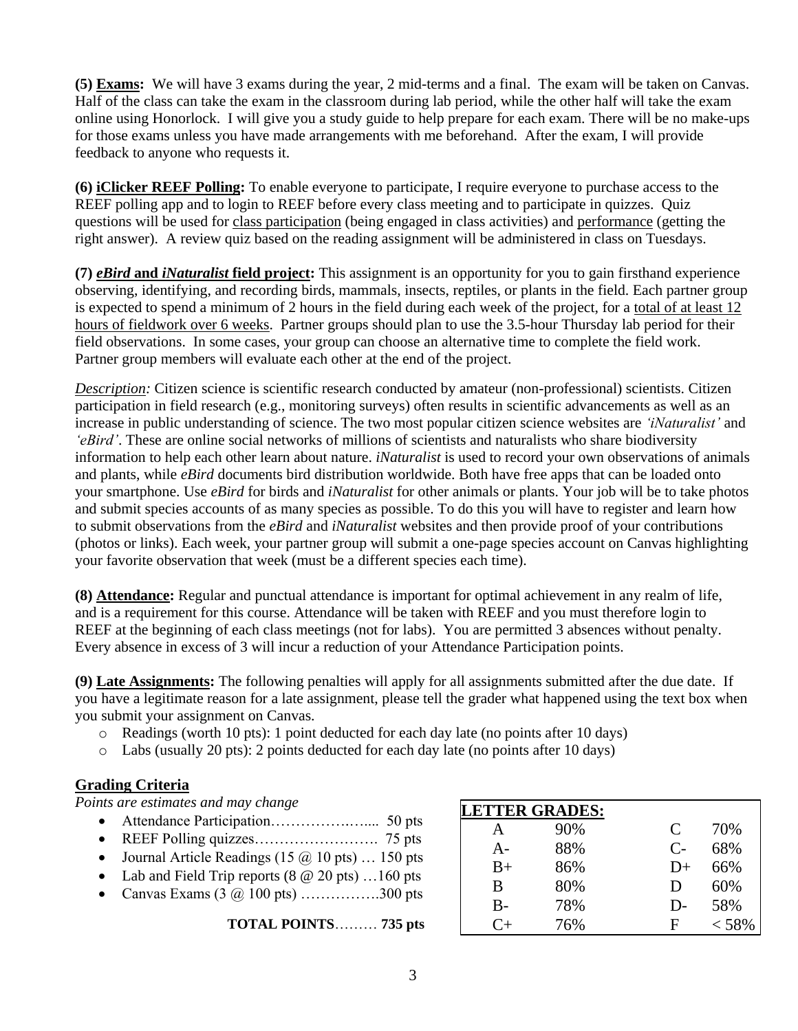**(5) <u>Exams</u>:** We will have 3 exams during the year, 2 mid-terms and a final. The exam will be taken on Canvas. Half of the class can take the exam in the classroom during lab period, while the other half will take the exam online using Honorlock. I will give you a study guide to help prepare for each exam. There will be no make-ups for those exams unless you have made arrangements with me beforehand. After the exam, I will provide feedback to anyone who requests it.

**(6) <u>iClicker REEF Polling</u>:** To enable everyone to participate, I require everyone to purchase access to the REEF polling app and to login to REEF before every class meeting and to participate in quizzes. Quiz questions will be used for <u>class participation</u> (being engaged in class activities) and <u>performance</u> (getting the right answer). A review quiz based on the reading assignment will be administered in class on Tuesdays.

**(7) <u>*eBird* and *iNaturalist* field project</u>:** This assignment is an opportunity for you to gain firsthand experience observing, identifying, and recording birds, mammals, insects, reptiles, or plants in the field. Each partner group is expected to spend a minimum of 2 hours in the field during each week of the project, for a <u>total of at least 12 hours of fieldwork over 6 weeks</u>. Partner groups should plan to use the 3.5-hour Thursday lab period for their field observations. In some cases, your group can choose an alternative time to complete the field work. Partner group members will evaluate each other at the end of the project.

<u>*Description:*</u> Citizen science is scientific research conducted by amateur (non-professional) scientists. Citizen participation in field research (e.g., monitoring surveys) often results in scientific advancements as well as an increase in public understanding of science. The two most popular citizen science websites are *'iNaturalist'* and *'eBird'*. These are online social networks of millions of scientists and naturalists who share biodiversity information to help each other learn about nature. *iNaturalist* is used to record your own observations of animals and plants, while *eBird* documents bird distribution worldwide. Both have free apps that can be loaded onto your smartphone. Use *eBird* for birds and *iNaturalist* for other animals or plants. Your job will be to take photos and submit species accounts of as many species as possible. To do this you will have to register and learn how to submit observations from the *eBird* and *iNaturalist* websites and then provide proof of your contributions (photos or links). Each week, your partner group will submit a one-page species account on Canvas highlighting your favorite observation that week (must be a different species each time).

**(8) <u>Attendance</u>:** Regular and punctual attendance is important for optimal achievement in any realm of life, and is a requirement for this course. Attendance will be taken with REEF and you must therefore login to REEF at the beginning of each class meetings (not for labs). You are permitted 3 absences without penalty. Every absence in excess of 3 will incur a reduction of your Attendance Participation points.

**(9) <u>Late Assignments</u>:** The following penalties will apply for all assignments submitted after the due date. If you have a legitimate reason for a late assignment, please tell the grader what happened using the text box when you submit your assignment on Canvas.

- Readings (worth 10 pts): 1 point deducted for each day late (no points after 10 days)
- Labs (usually 20 pts): 2 points deducted for each day late (no points after 10 days)

## <u>Grading Criteria</u>

*Points are estimates and may change*

- Attendance Participation…………….…..... 50 pts
- REEF Polling quizzes……………………. 75 pts
- Journal Article Readings (15 @ 10 pts) … 150 pts
- Lab and Field Trip reports (8 @ 20 pts) …160 pts
- Canvas Exams (3 @ 100 pts) …………….300 pts

**TOTAL POINTS**……… **735 pts**

| **LETTER GRADES:** | | | |
|---|---|---|---|
| A | 90% | C | 70% |
| A- | 88% | C- | 68% |
| B+ | 86% | D+ | 66% |
| B | 80% | D | 60% |
| B- | 78% | D- | 58% |
| C+ | 76% | F | < 58% |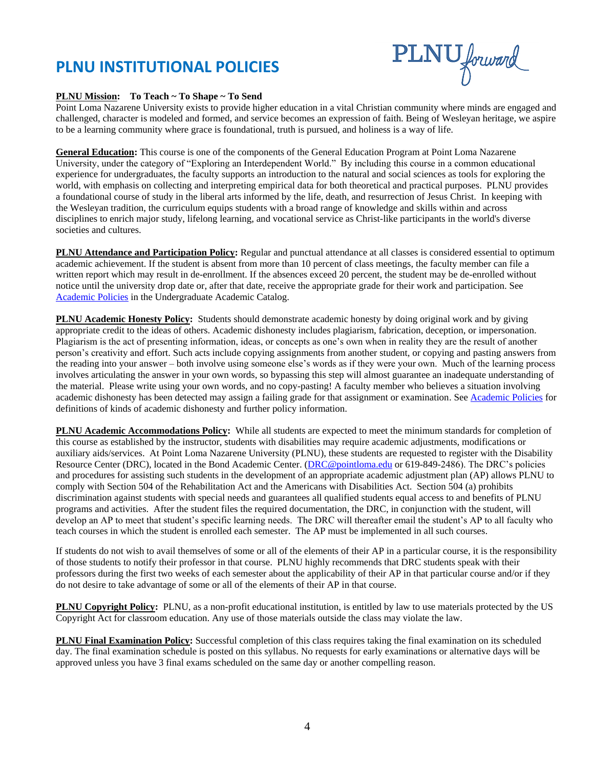# PLNU INSTITUTIONAL POLICIES

**PLNU Mission: To Teach ~ To Shape ~ To Send**
Point Loma Nazarene University exists to provide higher education in a vital Christian community where minds are engaged and challenged, character is modeled and formed, and service becomes an expression of faith. Being of Wesleyan heritage, we aspire to be a learning community where grace is foundational, truth is pursued, and holiness is a way of life.

**General Education:** This course is one of the components of the General Education Program at Point Loma Nazarene University, under the category of "Exploring an Interdependent World." By including this course in a common educational experience for undergraduates, the faculty supports an introduction to the natural and social sciences as tools for exploring the world, with emphasis on collecting and interpreting empirical data for both theoretical and practical purposes. PLNU provides a foundational course of study in the liberal arts informed by the life, death, and resurrection of Jesus Christ. In keeping with the Wesleyan tradition, the curriculum equips students with a broad range of knowledge and skills within and across disciplines to enrich major study, lifelong learning, and vocational service as Christ-like participants in the world's diverse societies and cultures.

**PLNU Attendance and Participation Policy:** Regular and punctual attendance at all classes is considered essential to optimum academic achievement. If the student is absent from more than 10 percent of class meetings, the faculty member can file a written report which may result in de-enrollment. If the absences exceed 20 percent, the student may be de-enrolled without notice until the university drop date or, after that date, receive the appropriate grade for their work and participation. See Academic Policies in the Undergraduate Academic Catalog.

**PLNU Academic Honesty Policy:** Students should demonstrate academic honesty by doing original work and by giving appropriate credit to the ideas of others. Academic dishonesty includes plagiarism, fabrication, deception, or impersonation. Plagiarism is the act of presenting information, ideas, or concepts as one's own when in reality they are the result of another person's creativity and effort. Such acts include copying assignments from another student, or copying and pasting answers from the reading into your answer – both involve using someone else's words as if they were your own. Much of the learning process involves articulating the answer in your own words, so bypassing this step will almost guarantee an inadequate understanding of the material. Please write using your own words, and no copy-pasting! A faculty member who believes a situation involving academic dishonesty has been detected may assign a failing grade for that assignment or examination. See Academic Policies for definitions of kinds of academic dishonesty and further policy information.

**PLNU Academic Accommodations Policy:** While all students are expected to meet the minimum standards for completion of this course as established by the instructor, students with disabilities may require academic adjustments, modifications or auxiliary aids/services. At Point Loma Nazarene University (PLNU), these students are requested to register with the Disability Resource Center (DRC), located in the Bond Academic Center. (DRC@pointloma.edu or 619-849-2486). The DRC's policies and procedures for assisting such students in the development of an appropriate academic adjustment plan (AP) allows PLNU to comply with Section 504 of the Rehabilitation Act and the Americans with Disabilities Act. Section 504 (a) prohibits discrimination against students with special needs and guarantees all qualified students equal access to and benefits of PLNU programs and activities. After the student files the required documentation, the DRC, in conjunction with the student, will develop an AP to meet that student's specific learning needs. The DRC will thereafter email the student's AP to all faculty who teach courses in which the student is enrolled each semester. The AP must be implemented in all such courses.

If students do not wish to avail themselves of some or all of the elements of their AP in a particular course, it is the responsibility of those students to notify their professor in that course. PLNU highly recommends that DRC students speak with their professors during the first two weeks of each semester about the applicability of their AP in that particular course and/or if they do not desire to take advantage of some or all of the elements of their AP in that course.

**PLNU Copyright Policy:** PLNU, as a non-profit educational institution, is entitled by law to use materials protected by the US Copyright Act for classroom education. Any use of those materials outside the class may violate the law.

**PLNU Final Examination Policy:** Successful completion of this class requires taking the final examination on its scheduled day. The final examination schedule is posted on this syllabus. No requests for early examinations or alternative days will be approved unless you have 3 final exams scheduled on the same day or another compelling reason.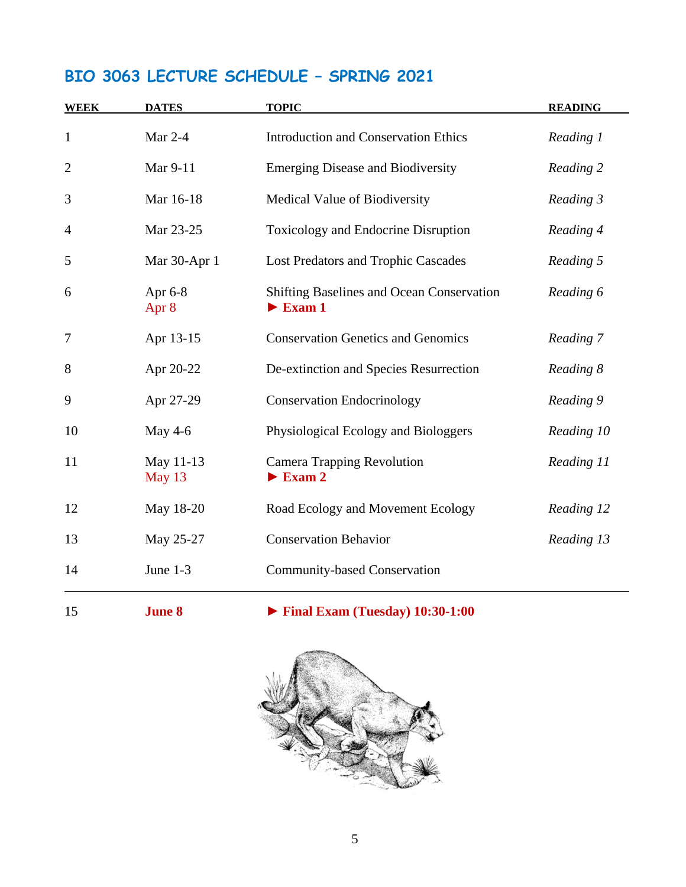## BIO 3063 LECTURE SCHEDULE – SPRING 2021

| WEEK | DATES | TOPIC | READING |
|---|---|---|---|
| 1 | Mar 2-4 | Introduction and Conservation Ethics | *Reading 1* |
| 2 | Mar 9-11 | Emerging Disease and Biodiversity | *Reading 2* |
| 3 | Mar 16-18 | Medical Value of Biodiversity | *Reading 3* |
| 4 | Mar 23-25 | Toxicology and Endocrine Disruption | *Reading 4* |
| 5 | Mar 30-Apr 1 | Lost Predators and Trophic Cascades | *Reading 5* |
| 6 | Apr 6-8<br>Apr 8 | Shifting Baselines and Ocean Conservation<br>► **Exam 1** | *Reading 6* |
| 7 | Apr 13-15 | Conservation Genetics and Genomics | *Reading 7* |
| 8 | Apr 20-22 | De-extinction and Species Resurrection | *Reading 8* |
| 9 | Apr 27-29 | Conservation Endocrinology | *Reading 9* |
| 10 | May 4-6 | Physiological Ecology and Biologgers | *Reading 10* |
| 11 | May 11-13<br>May 13 | Camera Trapping Revolution<br>► **Exam 2** | *Reading 11* |
| 12 | May 18-20 | Road Ecology and Movement Ecology | *Reading 12* |
| 13 | May 25-27 | Conservation Behavior | *Reading 13* |
| 14 | June 1-3 | Community-based Conservation | |
| 15 | **June 8** | ► **Final Exam (Tuesday) 10:30-1:00** | |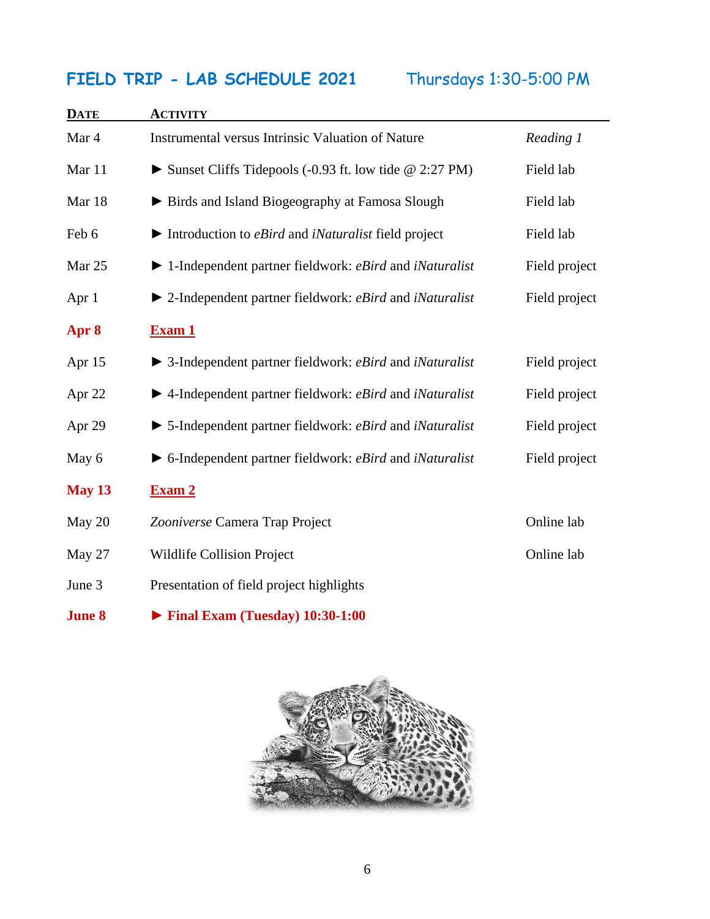# FIELD TRIP - LAB SCHEDULE 2021 Thursdays 1:30-5:00 PM

| DATE | ACTIVITY | |
|---|---|---|
| Mar 4 | Instrumental versus Intrinsic Valuation of Nature | *Reading 1* |
| Mar 11 | ► Sunset Cliffs Tidepools (-0.93 ft. low tide @ 2:27 PM) | Field lab |
| Mar 18 | ► Birds and Island Biogeography at Famosa Slough | Field lab |
| Feb 6 | ► Introduction to *eBird* and *iNaturalist* field project | Field lab |
| Mar 25 | ► 1-Independent partner fieldwork: *eBird* and *iNaturalist* | Field project |
| Apr 1 | ► 2-Independent partner fieldwork: *eBird* and *iNaturalist* | Field project |
| **Apr 8** | **Exam 1** | |
| Apr 15 | ► 3-Independent partner fieldwork: *eBird* and *iNaturalist* | Field project |
| Apr 22 | ► 4-Independent partner fieldwork: *eBird* and *iNaturalist* | Field project |
| Apr 29 | ► 5-Independent partner fieldwork: *eBird* and *iNaturalist* | Field project |
| May 6 | ► 6-Independent partner fieldwork: *eBird* and *iNaturalist* | Field project |
| **May 13** | **Exam 2** | |
| May 20 | *Zooniverse* Camera Trap Project | Online lab |
| May 27 | Wildlife Collision Project | Online lab |
| June 3 | Presentation of field project highlights | |
| **June 8** | **► Final Exam (Tuesday) 10:30-1:00** | |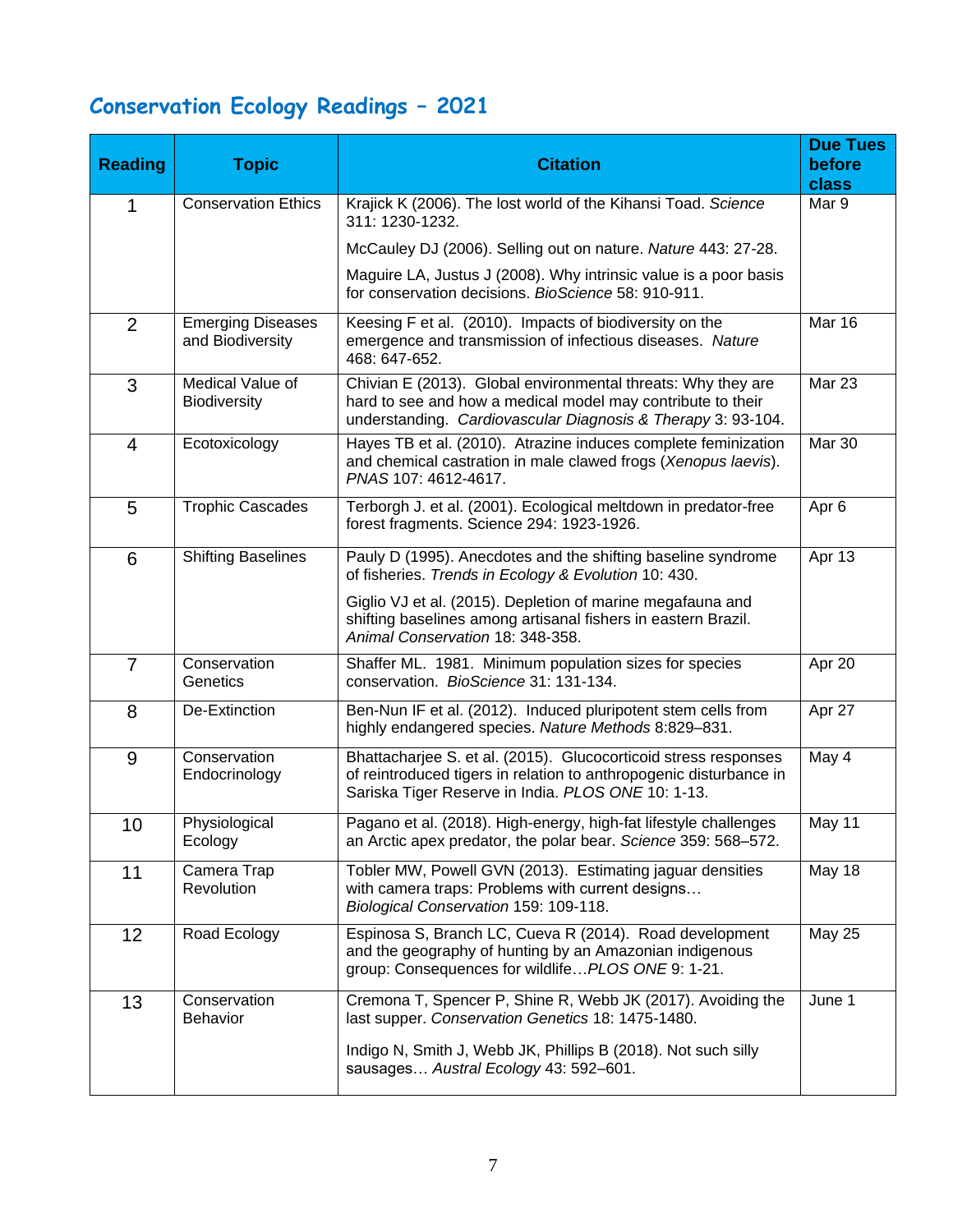# Conservation Ecology Readings – 2021

| Reading | Topic | Citation | Due Tues before class |
|---|---|---|---|
| 1 | Conservation Ethics | Krajick K (2006). The lost world of the Kihansi Toad. *Science* 311: 1230-1232.<br><br>McCauley DJ (2006). Selling out on nature. *Nature* 443: 27-28.<br><br>Maguire LA, Justus J (2008). Why intrinsic value is a poor basis for conservation decisions. *BioScience* 58: 910-911. | Mar 9 |
| 2 | Emerging Diseases and Biodiversity | Keesing F et al. (2010). Impacts of biodiversity on the emergence and transmission of infectious diseases. *Nature* 468: 647-652. | Mar 16 |
| 3 | Medical Value of Biodiversity | Chivian E (2013). Global environmental threats: Why they are hard to see and how a medical model may contribute to their understanding. *Cardiovascular Diagnosis & Therapy* 3: 93-104. | Mar 23 |
| 4 | Ecotoxicology | Hayes TB et al. (2010). Atrazine induces complete feminization and chemical castration in male clawed frogs (*Xenopus laevis*). *PNAS* 107: 4612-4617. | Mar 30 |
| 5 | Trophic Cascades | Terborgh J. et al. (2001). Ecological meltdown in predator-free forest fragments. Science 294: 1923-1926. | Apr 6 |
| 6 | Shifting Baselines | Pauly D (1995). Anecdotes and the shifting baseline syndrome of fisheries. *Trends in Ecology & Evolution* 10: 430.<br><br>Giglio VJ et al. (2015). Depletion of marine megafauna and shifting baselines among artisanal fishers in eastern Brazil. *Animal Conservation* 18: 348-358. | Apr 13 |
| 7 | Conservation Genetics | Shaffer ML. 1981. Minimum population sizes for species conservation. *BioScience* 31: 131-134. | Apr 20 |
| 8 | De-Extinction | Ben-Nun IF et al. (2012). Induced pluripotent stem cells from highly endangered species. *Nature Methods* 8:829–831. | Apr 27 |
| 9 | Conservation Endocrinology | Bhattacharjee S. et al. (2015). Glucocorticoid stress responses of reintroduced tigers in relation to anthropogenic disturbance in Sariska Tiger Reserve in India. *PLOS ONE* 10: 1-13. | May 4 |
| 10 | Physiological Ecology | Pagano et al. (2018). High-energy, high-fat lifestyle challenges an Arctic apex predator, the polar bear. *Science* 359: 568–572. | May 11 |
| 11 | Camera Trap Revolution | Tobler MW, Powell GVN (2013). Estimating jaguar densities with camera traps: Problems with current designs… *Biological Conservation* 159: 109-118. | May 18 |
| 12 | Road Ecology | Espinosa S, Branch LC, Cueva R (2014). Road development and the geography of hunting by an Amazonian indigenous group: Consequences for wildlife…*PLOS ONE* 9: 1-21. | May 25 |
| 13 | Conservation Behavior | Cremona T, Spencer P, Shine R, Webb JK (2017). Avoiding the last supper. *Conservation Genetics* 18: 1475-1480.<br><br>Indigo N, Smith J, Webb JK, Phillips B (2018). Not such silly sausages… *Austral Ecology* 43: 592–601. | June 1 |